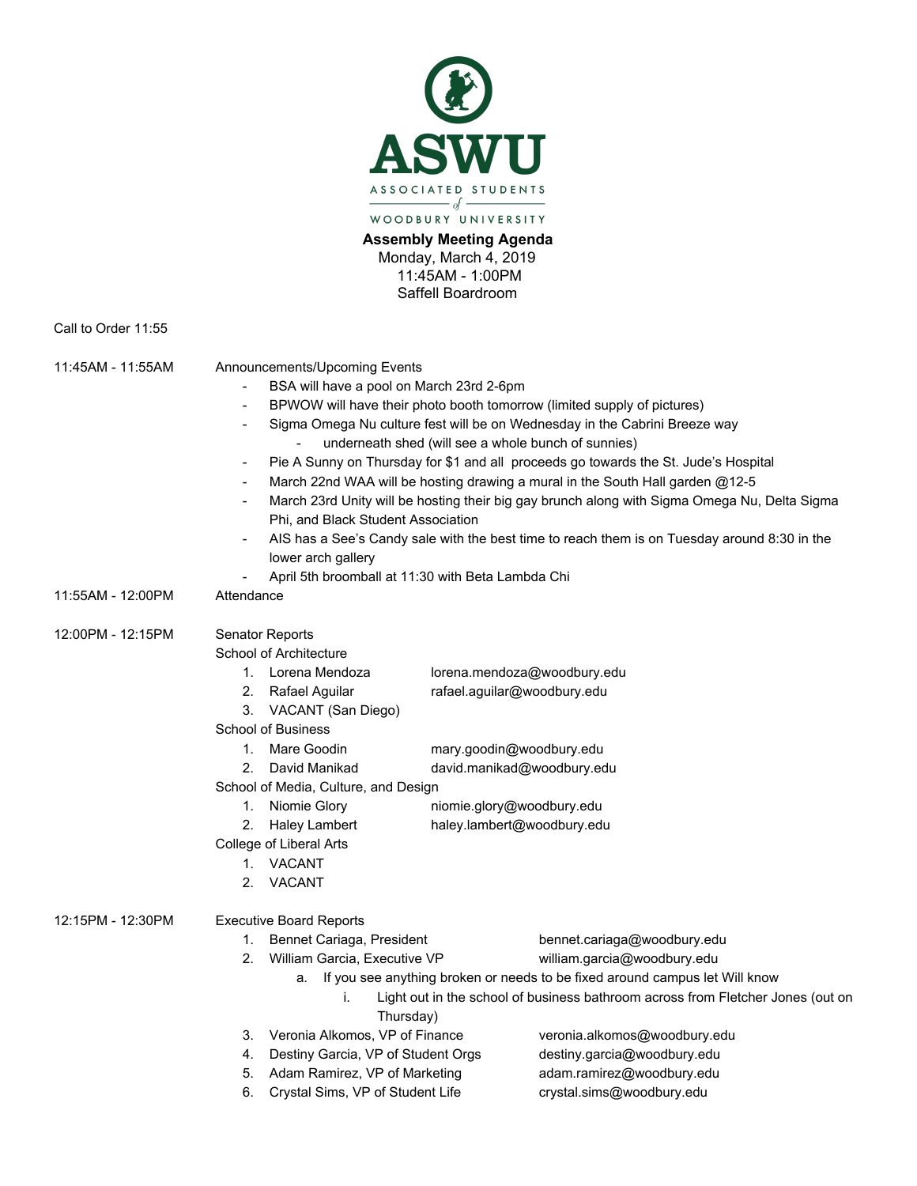# ASWU

ASSOCIATED STUDENTS of WOODBURY UNIVERSITY

**Assembly Meeting Agenda**
Monday, March 4, 2019
11:45AM - 1:00PM
Saffell Boardroom

Call to Order 11:55

**11:45AM - 11:55AM** Announcements/Upcoming Events

- BSA will have a pool on March 23rd 2-6pm
- BPWOW will have their photo booth tomorrow (limited supply of pictures)
- Sigma Omega Nu culture fest will be on Wednesday in the Cabrini Breeze way
  - underneath shed (will see a whole bunch of sunnies)
- Pie A Sunny on Thursday for $1 and all proceeds go towards the St. Jude's Hospital
- March 22nd WAA will be hosting drawing a mural in the South Hall garden @12-5
- March 23rd Unity will be hosting their big gay brunch along with Sigma Omega Nu, Delta Sigma Phi, and Black Student Association
- AIS has a See's Candy sale with the best time to reach them is on Tuesday around 8:30 in the lower arch gallery
- April 5th broomball at 11:30 with Beta Lambda Chi

**11:55AM - 12:00PM** Attendance

**12:00PM - 12:15PM** Senator Reports

School of Architecture
1. Lorena Mendoza lorena.mendoza@woodbury.edu
2. Rafael Aguilar rafael.aguilar@woodbury.edu
3. VACANT (San Diego)

School of Business
1. Mare Goodin mary.goodin@woodbury.edu
2. David Manikad david.manikad@woodbury.edu

School of Media, Culture, and Design
1. Niomie Glory niomie.glory@woodbury.edu
2. Haley Lambert haley.lambert@woodbury.edu

College of Liberal Arts
1. VACANT
2. VACANT

**12:15PM - 12:30PM** Executive Board Reports

1. Bennet Cariaga, President bennet.cariaga@woodbury.edu
2. William Garcia, Executive VP william.garcia@woodbury.edu
   a. If you see anything broken or needs to be fixed around campus let Will know
      i. Light out in the school of business bathroom across from Fletcher Jones (out on Thursday)
3. Veronia Alkomos, VP of Finance veronia.alkomos@woodbury.edu
4. Destiny Garcia, VP of Student Orgs destiny.garcia@woodbury.edu
5. Adam Ramirez, VP of Marketing adam.ramirez@woodbury.edu
6. Crystal Sims, VP of Student Life crystal.sims@woodbury.edu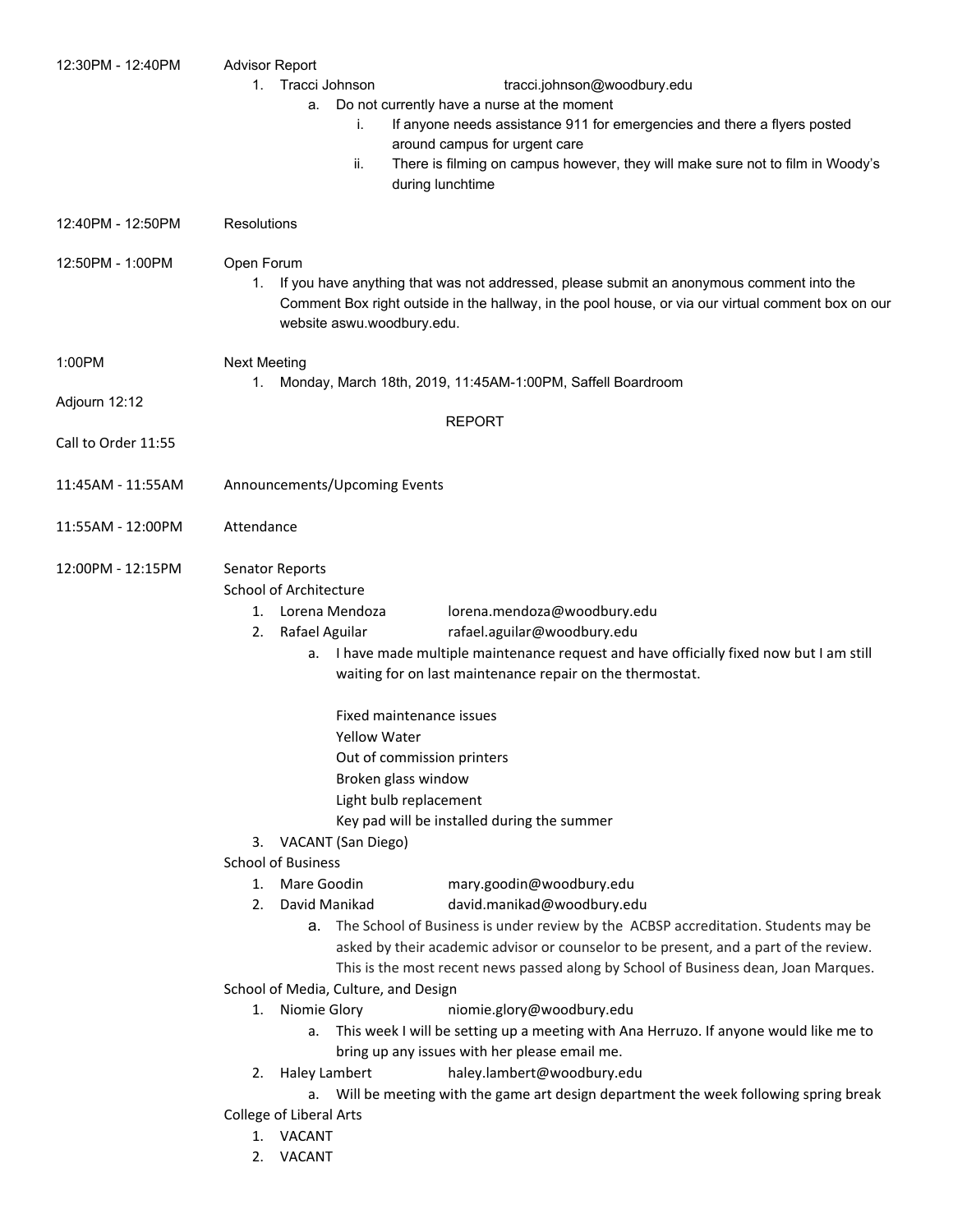12:30PM - 12:40PM Advisor Report

1. Tracci Johnson tracci.johnson@woodbury.edu
    a. Do not currently have a nurse at the moment
        i. If anyone needs assistance 911 for emergencies and there a flyers posted around campus for urgent care
        ii. There is filming on campus however, they will make sure not to film in Woody's during lunchtime

12:40PM - 12:50PM Resolutions

12:50PM - 1:00PM Open Forum

1. If you have anything that was not addressed, please submit an anonymous comment into the Comment Box right outside in the hallway, in the pool house, or via our virtual comment box on our website aswu.woodbury.edu.

1:00PM Next Meeting

1. Monday, March 18th, 2019, 11:45AM-1:00PM, Saffell Boardroom

Adjourn 12:12

REPORT

Call to Order 11:55

11:45AM - 11:55AM Announcements/Upcoming Events

11:55AM - 12:00PM Attendance

12:00PM - 12:15PM Senator Reports

School of Architecture

1. Lorena Mendoza lorena.mendoza@woodbury.edu
2. Rafael Aguilar rafael.aguilar@woodbury.edu
    a. I have made multiple maintenance request and have officially fixed now but I am still waiting for on last maintenance repair on the thermostat.

       Fixed maintenance issues
       Yellow Water
       Out of commission printers
       Broken glass window
       Light bulb replacement
       Key pad will be installed during the summer
3. VACANT (San Diego)

School of Business

1. Mare Goodin mary.goodin@woodbury.edu
2. David Manikad david.manikad@woodbury.edu
    a. The School of Business is under review by the ACBSP accreditation. Students may be asked by their academic advisor or counselor to be present, and a part of the review. This is the most recent news passed along by School of Business dean, Joan Marques.

School of Media, Culture, and Design

1. Niomie Glory niomie.glory@woodbury.edu
    a. This week I will be setting up a meeting with Ana Herruzo. If anyone would like me to bring up any issues with her please email me.
2. Haley Lambert haley.lambert@woodbury.edu
    a. Will be meeting with the game art design department the week following spring break

College of Liberal Arts

1. VACANT
2. VACANT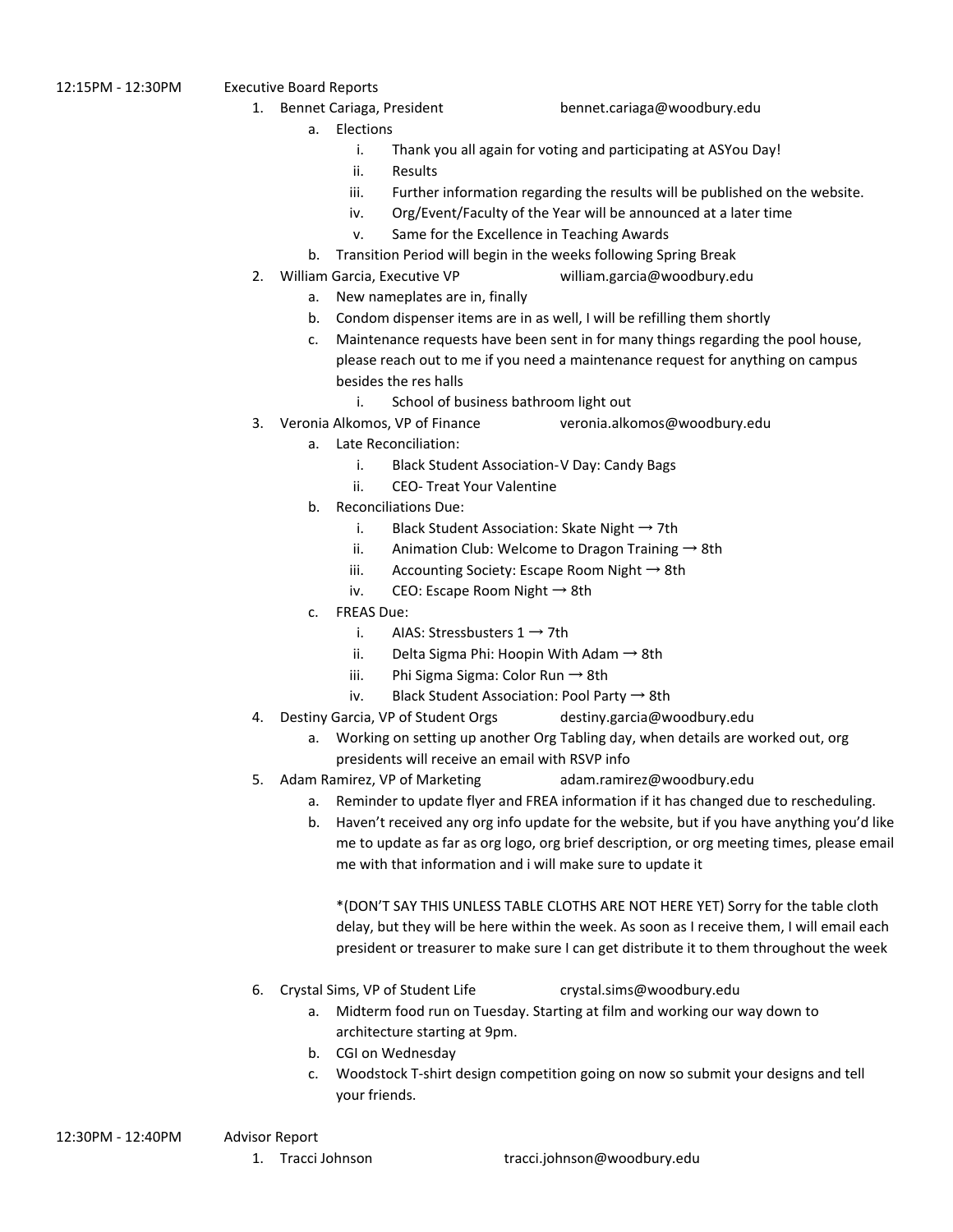12:15PM - 12:30PM Executive Board Reports

1. Bennet Cariaga, President bennet.cariaga@woodbury.edu
   a. Elections
      i. Thank you all again for voting and participating at ASYou Day!
      ii. Results
      iii. Further information regarding the results will be published on the website.
      iv. Org/Event/Faculty of the Year will be announced at a later time
      v. Same for the Excellence in Teaching Awards
   b. Transition Period will begin in the weeks following Spring Break
2. William Garcia, Executive VP william.garcia@woodbury.edu
   a. New nameplates are in, finally
   b. Condom dispenser items are in as well, I will be refilling them shortly
   c. Maintenance requests have been sent in for many things regarding the pool house, please reach out to me if you need a maintenance request for anything on campus besides the res halls
      i. School of business bathroom light out
3. Veronia Alkomos, VP of Finance veronia.alkomos@woodbury.edu
   a. Late Reconciliation:
      i. Black Student Association-V Day: Candy Bags
      ii. CEO- Treat Your Valentine
   b. Reconciliations Due:
      i. Black Student Association: Skate Night → 7th
      ii. Animation Club: Welcome to Dragon Training → 8th
      iii. Accounting Society: Escape Room Night → 8th
      iv. CEO: Escape Room Night → 8th
   c. FREAS Due:
      i. AIAS: Stressbusters 1 → 7th
      ii. Delta Sigma Phi: Hoopin With Adam → 8th
      iii. Phi Sigma Sigma: Color Run → 8th
      iv. Black Student Association: Pool Party → 8th
4. Destiny Garcia, VP of Student Orgs destiny.garcia@woodbury.edu
   a. Working on setting up another Org Tabling day, when details are worked out, org presidents will receive an email with RSVP info
5. Adam Ramirez, VP of Marketing adam.ramirez@woodbury.edu
   a. Reminder to update flyer and FREA information if it has changed due to rescheduling.
   b. Haven't received any org info update for the website, but if you have anything you'd like me to update as far as org logo, org brief description, or org meeting times, please email me with that information and i will make sure to update it

      *(DON'T SAY THIS UNLESS TABLE CLOTHS ARE NOT HERE YET) Sorry for the table cloth delay, but they will be here within the week. As soon as I receive them, I will email each president or treasurer to make sure I can get distribute it to them throughout the week

6. Crystal Sims, VP of Student Life crystal.sims@woodbury.edu
   a. Midterm food run on Tuesday. Starting at film and working our way down to architecture starting at 9pm.
   b. CGI on Wednesday
   c. Woodstock T-shirt design competition going on now so submit your designs and tell your friends.

12:30PM - 12:40PM Advisor Report

1. Tracci Johnson tracci.johnson@woodbury.edu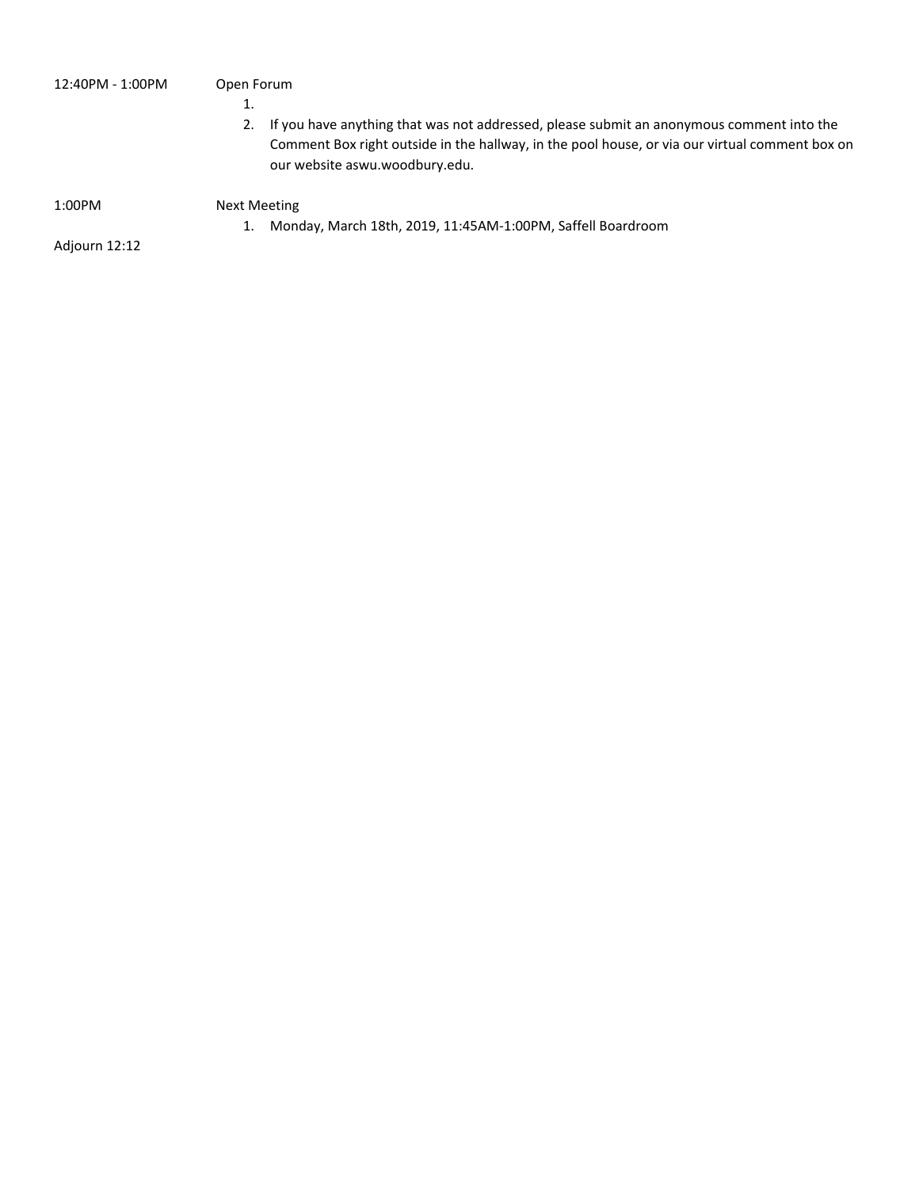12:40PM - 1:00PM Open Forum

1.
2. If you have anything that was not addressed, please submit an anonymous comment into the Comment Box right outside in the hallway, in the pool house, or via our virtual comment box on our website aswu.woodbury.edu.

1:00PM Next Meeting

1. Monday, March 18th, 2019, 11:45AM-1:00PM, Saffell Boardroom

Adjourn 12:12